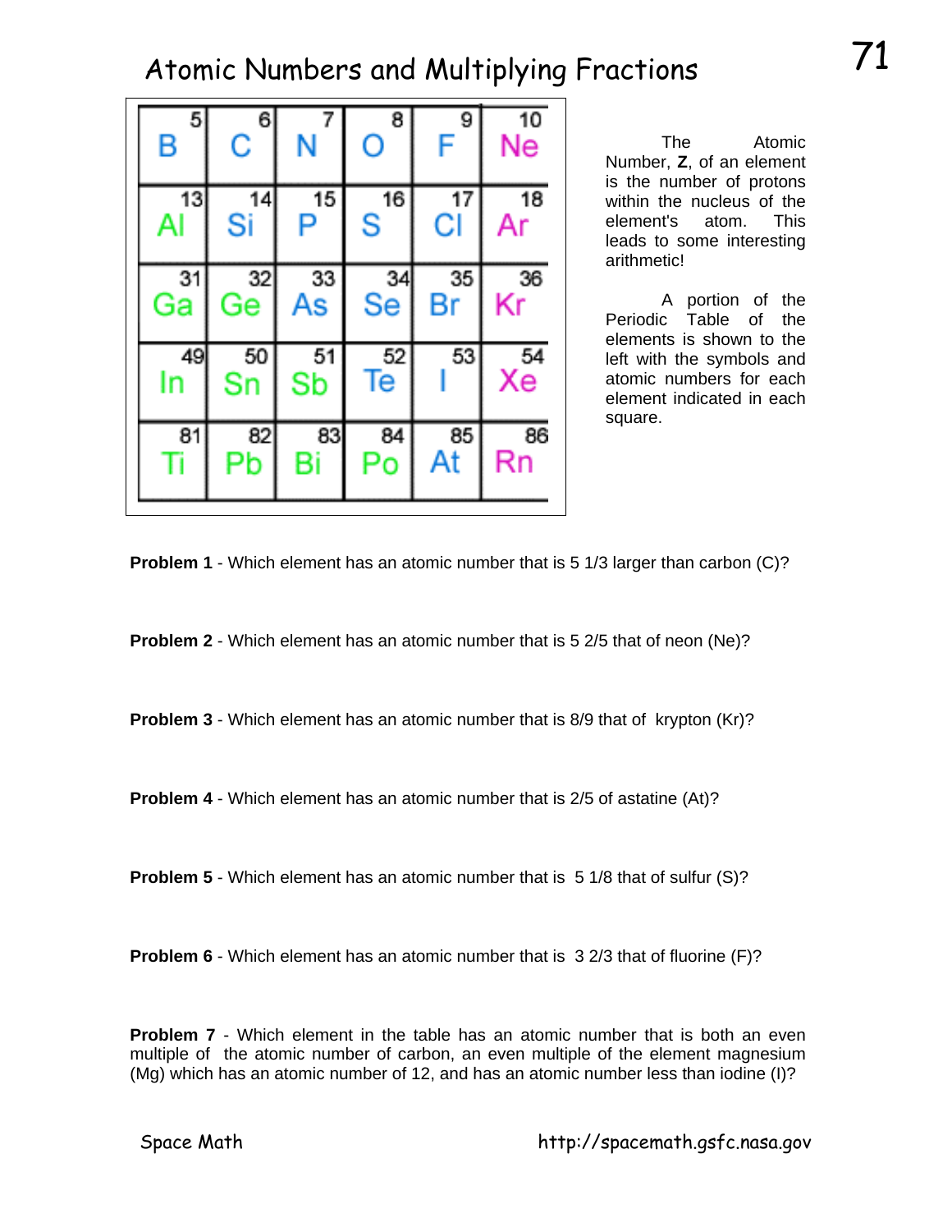# Atomic Numbers and Multiplying Fractions

| | | | | | |
|---|---|---|---|---|---|
| 5 B | 6 C | 7 N | 8 O | 9 F | 10 Ne |
| 13 Al | 14 Si | 15 P | 16 S | 17 Cl | 18 Ar |
| 31 Ga | 32 Ge | 33 As | 34 Se | 35 Br | 36 Kr |
| 49 In | 50 Sn | 51 Sb | 52 Te | 53 I | 54 Xe |
| 81 Ti | 82 Pb | 83 Bi | 84 Po | 85 At | 86 Rn |

The Atomic Number, **Z**, of an element is the number of protons within the nucleus of the element's atom. This leads to some interesting arithmetic!

A portion of the Periodic Table of the elements is shown to the left with the symbols and atomic numbers for each element indicated in each square.

**Problem 1** - Which element has an atomic number that is 5 1/3 larger than carbon (C)?

**Problem 2** - Which element has an atomic number that is 5 2/5 that of neon (Ne)?

**Problem 3** - Which element has an atomic number that is 8/9 that of krypton (Kr)?

**Problem 4** - Which element has an atomic number that is 2/5 of astatine (At)?

**Problem 5** - Which element has an atomic number that is 5 1/8 that of sulfur (S)?

**Problem 6** - Which element has an atomic number that is 3 2/3 that of fluorine (F)?

**Problem 7** - Which element in the table has an atomic number that is both an even multiple of the atomic number of carbon, an even multiple of the element magnesium (Mg) which has an atomic number of 12, and has an atomic number less than iodine (I)?

Space Math http://spacemath.gsfc.nasa.gov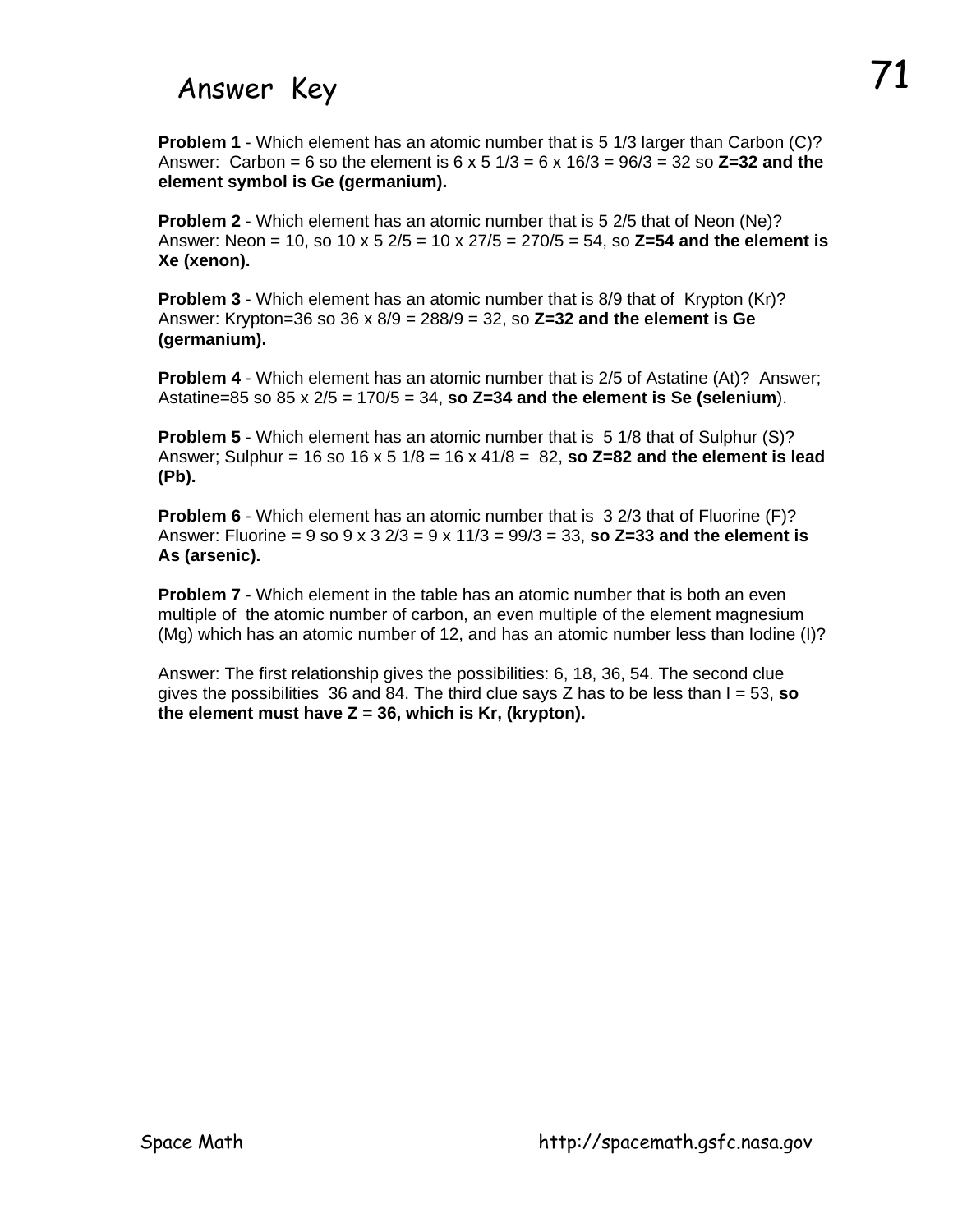# Answer Key

**Problem 1** - Which element has an atomic number that is 5 1/3 larger than Carbon (C)? Answer: Carbon = 6 so the element is $6 \times 5\ 1/3 = 6 \times 16/3 = 96/3 = 32$ so **Z=32 and the element symbol is Ge (germanium).**

**Problem 2** - Which element has an atomic number that is 5 2/5 that of Neon (Ne)? Answer: Neon = 10, so $10 \times 5\ 2/5 = 10 \times 27/5 = 270/5 = 54$, so **Z=54 and the element is Xe (xenon).**

**Problem 3** - Which element has an atomic number that is 8/9 that of Krypton (Kr)? Answer: Krypton=36 so $36 \times 8/9 = 288/9 = 32$, so **Z=32 and the element is Ge (germanium).**

**Problem 4** - Which element has an atomic number that is 2/5 of Astatine (At)? Answer; Astatine=85 so $85 \times 2/5 = 170/5 = 34$, **so Z=34 and the element is Se (selenium**).

**Problem 5** - Which element has an atomic number that is 5 1/8 that of Sulphur (S)? Answer; Sulphur = 16 so $16 \times 5\ 1/8 = 16 \times 41/8 = 82$, **so Z=82 and the element is lead (Pb).**

**Problem 6** - Which element has an atomic number that is 3 2/3 that of Fluorine (F)? Answer: Fluorine = 9 so $9 \times 3\ 2/3 = 9 \times 11/3 = 99/3 = 33$, **so Z=33 and the element is As (arsenic).**

**Problem 7** - Which element in the table has an atomic number that is both an even multiple of the atomic number of carbon, an even multiple of the element magnesium (Mg) which has an atomic number of 12, and has an atomic number less than Iodine (I)?

Answer: The first relationship gives the possibilities: 6, 18, 36, 54. The second clue gives the possibilities 36 and 84. The third clue says Z has to be less than I = 53, **so the element must have Z = 36, which is Kr, (krypton).**